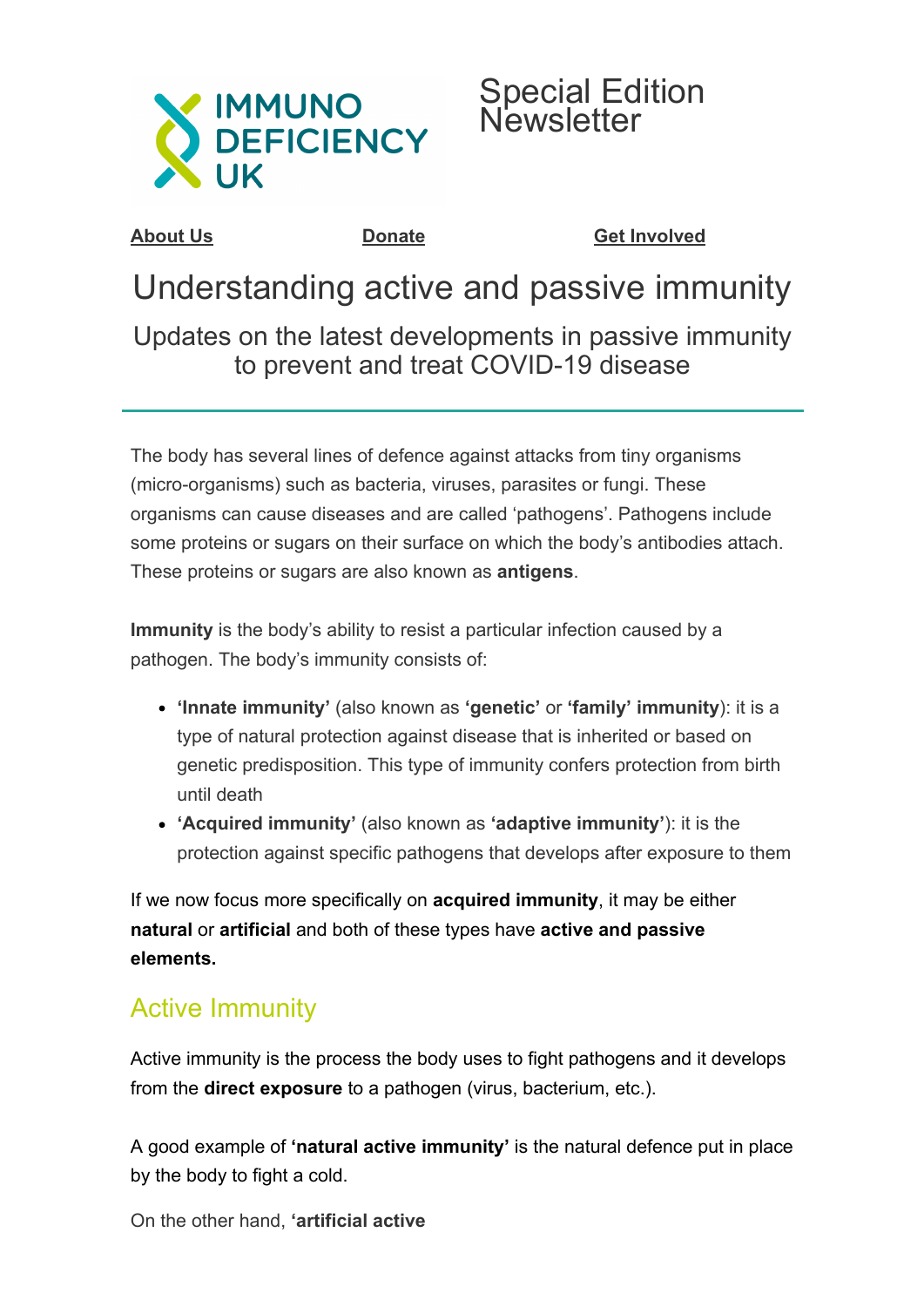IMMUNO DEFICIENCY UK

Special Edition Newsletter

About Us | Donate | Get Involved

# Understanding active and passive immunity

## Updates on the latest developments in passive immunity to prevent and treat COVID-19 disease

The body has several lines of defence against attacks from tiny organisms (micro-organisms) such as bacteria, viruses, parasites or fungi. These organisms can cause diseases and are called 'pathogens'. Pathogens include some proteins or sugars on their surface on which the body's antibodies attach. These proteins or sugars are also known as **antigens**.

**Immunity** is the body's ability to resist a particular infection caused by a pathogen. The body's immunity consists of:

- **'Innate immunity'** (also known as **'genetic'** or **'family' immunity**): it is a type of natural protection against disease that is inherited or based on genetic predisposition. This type of immunity confers protection from birth until death
- **'Acquired immunity'** (also known as **'adaptive immunity'**): it is the protection against specific pathogens that develops after exposure to them

If we now focus more specifically on **acquired immunity**, it may be either **natural** or **artificial** and both of these types have **active and passive elements.**

## Active Immunity

Active immunity is the process the body uses to fight pathogens and it develops from the **direct exposure** to a pathogen (virus, bacterium, etc.).

A good example of **'natural active immunity'** is the natural defence put in place by the body to fight a cold.

On the other hand, **'artificial active**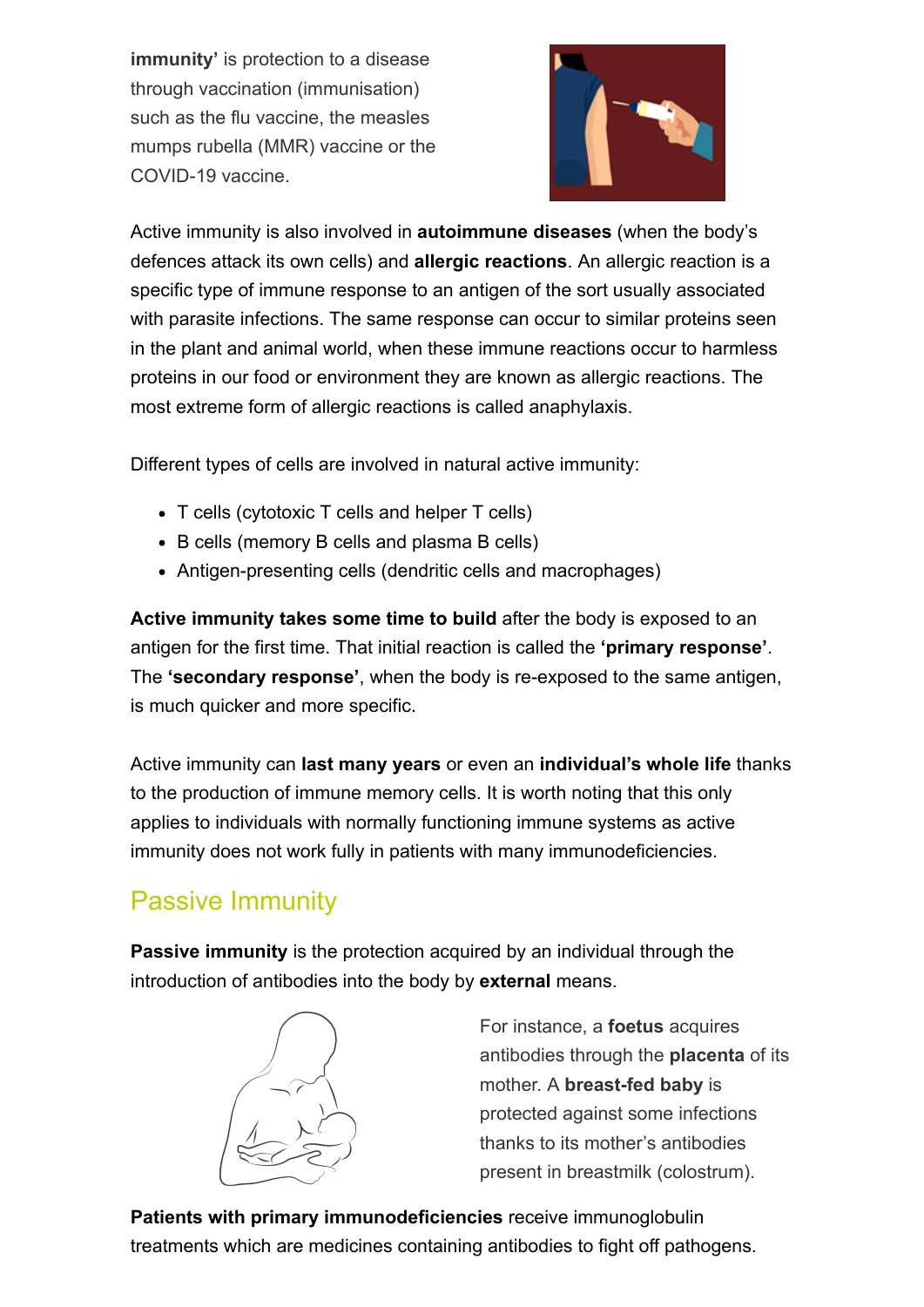**immunity'** is protection to a disease through vaccination (immunisation) such as the flu vaccine, the measles mumps rubella (MMR) vaccine or the COVID-19 vaccine.

Active immunity is also involved in **autoimmune diseases** (when the body's defences attack its own cells) and **allergic reactions**. An allergic reaction is a specific type of immune response to an antigen of the sort usually associated with parasite infections. The same response can occur to similar proteins seen in the plant and animal world, when these immune reactions occur to harmless proteins in our food or environment they are known as allergic reactions. The most extreme form of allergic reactions is called anaphylaxis.

Different types of cells are involved in natural active immunity:

- T cells (cytotoxic T cells and helper T cells)
- B cells (memory B cells and plasma B cells)
- Antigen-presenting cells (dendritic cells and macrophages)

**Active immunity takes some time to build** after the body is exposed to an antigen for the first time. That initial reaction is called the **'primary response'**. The **'secondary response'**, when the body is re-exposed to the same antigen, is much quicker and more specific.

Active immunity can **last many years** or even an **individual's whole life** thanks to the production of immune memory cells. It is worth noting that this only applies to individuals with normally functioning immune systems as active immunity does not work fully in patients with many immunodeficiencies.

## Passive Immunity

**Passive immunity** is the protection acquired by an individual through the introduction of antibodies into the body by **external** means.

For instance, a **foetus** acquires antibodies through the **placenta** of its mother. A **breast-fed baby** is protected against some infections thanks to its mother's antibodies present in breastmilk (colostrum).

**Patients with primary immunodeficiencies** receive immunoglobulin treatments which are medicines containing antibodies to fight off pathogens.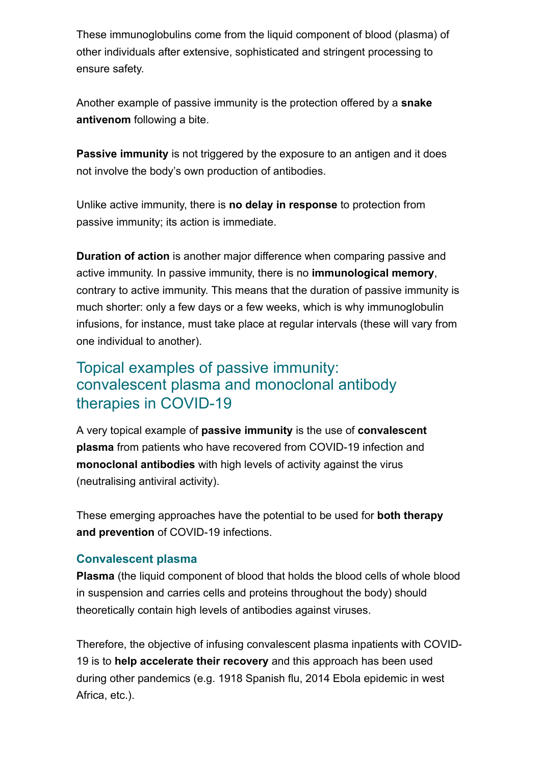These immunoglobulins come from the liquid component of blood (plasma) of other individuals after extensive, sophisticated and stringent processing to ensure safety.

Another example of passive immunity is the protection offered by a **snake antivenom** following a bite.

**Passive immunity** is not triggered by the exposure to an antigen and it does not involve the body's own production of antibodies.

Unlike active immunity, there is **no delay in response** to protection from passive immunity; its action is immediate.

**Duration of action** is another major difference when comparing passive and active immunity. In passive immunity, there is no **immunological memory**, contrary to active immunity. This means that the duration of passive immunity is much shorter: only a few days or a few weeks, which is why immunoglobulin infusions, for instance, must take place at regular intervals (these will vary from one individual to another).

## Topical examples of passive immunity: convalescent plasma and monoclonal antibody therapies in COVID-19

A very topical example of **passive immunity** is the use of **convalescent plasma** from patients who have recovered from COVID-19 infection and **monoclonal antibodies** with high levels of activity against the virus (neutralising antiviral activity).

These emerging approaches have the potential to be used for **both therapy and prevention** of COVID-19 infections.

### Convalescent plasma

**Plasma** (the liquid component of blood that holds the blood cells of whole blood in suspension and carries cells and proteins throughout the body) should theoretically contain high levels of antibodies against viruses.

Therefore, the objective of infusing convalescent plasma inpatients with COVID-19 is to **help accelerate their recovery** and this approach has been used during other pandemics (e.g. 1918 Spanish flu, 2014 Ebola epidemic in west Africa, etc.).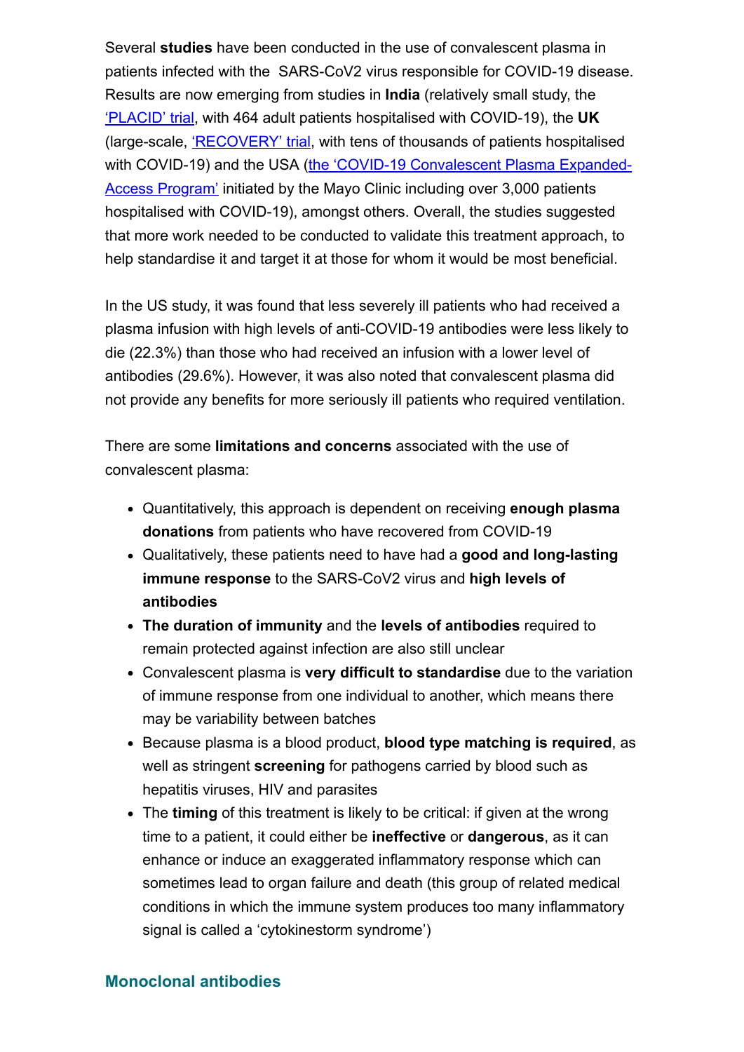Several **studies** have been conducted in the use of convalescent plasma in patients infected with the SARS-CoV2 virus responsible for COVID-19 disease. Results are now emerging from studies in **India** (relatively small study, the 'PLACID' trial, with 464 adult patients hospitalised with COVID-19), the **UK** (large-scale, 'RECOVERY' trial, with tens of thousands of patients hospitalised with COVID-19) and the USA (the 'COVID-19 Convalescent Plasma Expanded-Access Program' initiated by the Mayo Clinic including over 3,000 patients hospitalised with COVID-19), amongst others. Overall, the studies suggested that more work needed to be conducted to validate this treatment approach, to help standardise it and target it at those for whom it would be most beneficial.

In the US study, it was found that less severely ill patients who had received a plasma infusion with high levels of anti-COVID-19 antibodies were less likely to die (22.3%) than those who had received an infusion with a lower level of antibodies (29.6%). However, it was also noted that convalescent plasma did not provide any benefits for more seriously ill patients who required ventilation.

There are some **limitations and concerns** associated with the use of convalescent plasma:

- Quantitatively, this approach is dependent on receiving **enough plasma donations** from patients who have recovered from COVID-19
- Qualitatively, these patients need to have had a **good and long-lasting immune response** to the SARS-CoV2 virus and **high levels of antibodies**
- **The duration of immunity** and the **levels of antibodies** required to remain protected against infection are also still unclear
- Convalescent plasma is **very difficult to standardise** due to the variation of immune response from one individual to another, which means there may be variability between batches
- Because plasma is a blood product, **blood type matching is required**, as well as stringent **screening** for pathogens carried by blood such as hepatitis viruses, HIV and parasites
- The **timing** of this treatment is likely to be critical: if given at the wrong time to a patient, it could either be **ineffective** or **dangerous**, as it can enhance or induce an exaggerated inflammatory response which can sometimes lead to organ failure and death (this group of related medical conditions in which the immune system produces too many inflammatory signal is called a 'cytokinestorm syndrome')

### Monoclonal antibodies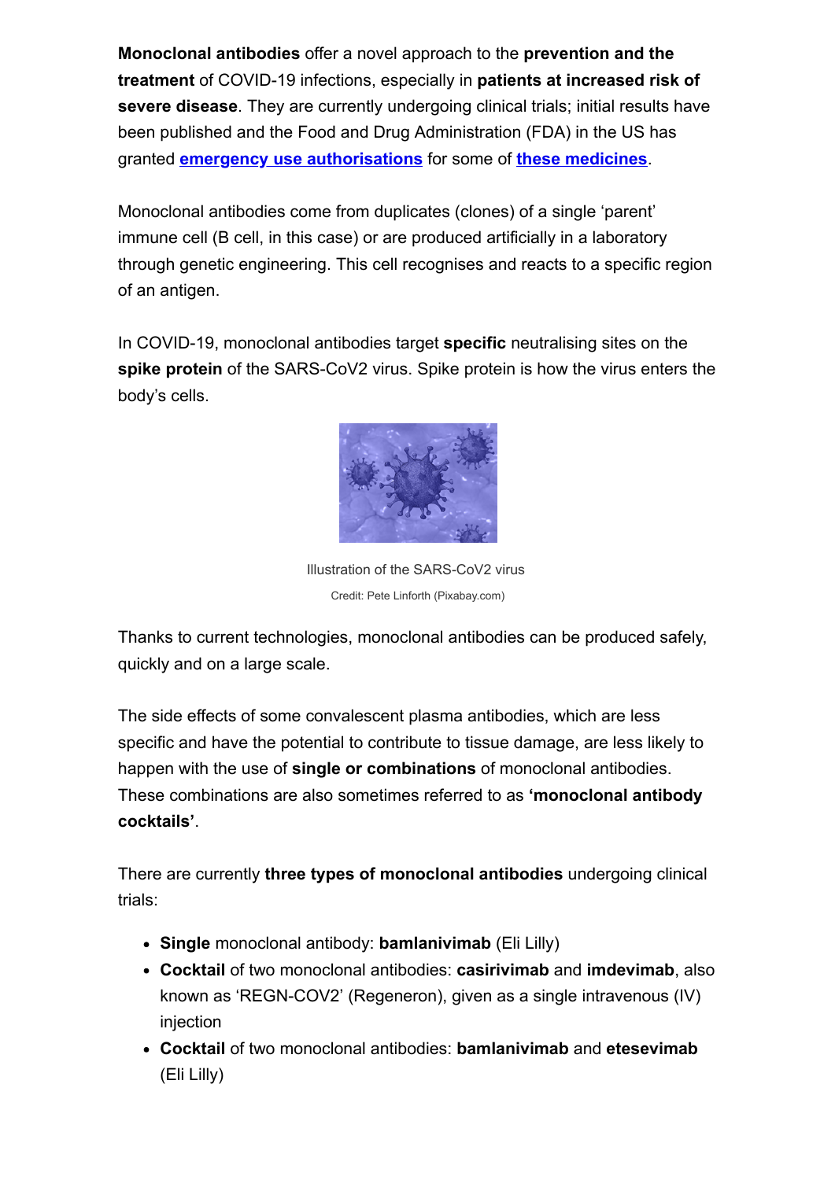**Monoclonal antibodies** offer a novel approach to the **prevention and the treatment** of COVID-19 infections, especially in **patients at increased risk of severe disease**. They are currently undergoing clinical trials; initial results have been published and the Food and Drug Administration (FDA) in the US has granted **emergency use authorisations** for some of **these medicines**.

Monoclonal antibodies come from duplicates (clones) of a single 'parent' immune cell (B cell, in this case) or are produced artificially in a laboratory through genetic engineering. This cell recognises and reacts to a specific region of an antigen.

In COVID-19, monoclonal antibodies target **specific** neutralising sites on the **spike protein** of the SARS-CoV2 virus. Spike protein is how the virus enters the body's cells.

Illustration of the SARS-CoV2 virus

Credit: Pete Linforth (Pixabay.com)

Thanks to current technologies, monoclonal antibodies can be produced safely, quickly and on a large scale.

The side effects of some convalescent plasma antibodies, which are less specific and have the potential to contribute to tissue damage, are less likely to happen with the use of **single or combinations** of monoclonal antibodies. These combinations are also sometimes referred to as **'monoclonal antibody cocktails'**.

There are currently **three types of monoclonal antibodies** undergoing clinical trials:

- **Single** monoclonal antibody: **bamlanivimab** (Eli Lilly)
- **Cocktail** of two monoclonal antibodies: **casirivimab** and **imdevimab**, also known as 'REGN-COV2' (Regeneron), given as a single intravenous (IV) injection
- **Cocktail** of two monoclonal antibodies: **bamlanivimab** and **etesevimab** (Eli Lilly)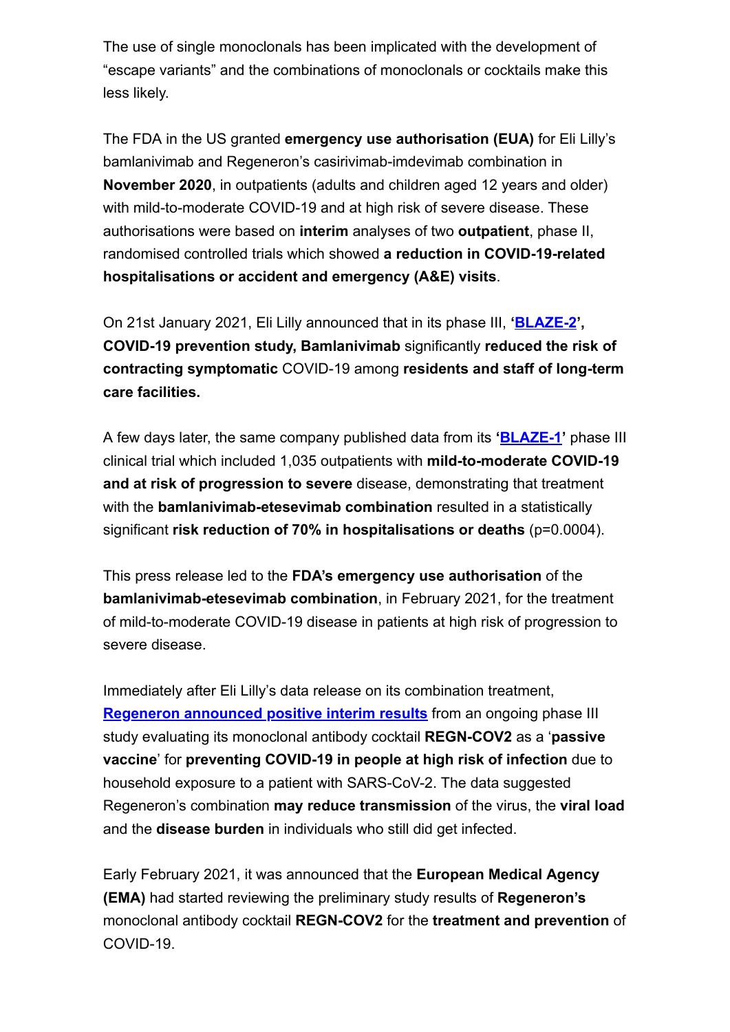The use of single monoclonals has been implicated with the development of "escape variants" and the combinations of monoclonals or cocktails make this less likely.

The FDA in the US granted **emergency use authorisation (EUA)** for Eli Lilly's bamlanivimab and Regeneron's casirivimab-imdevimab combination in **November 2020**, in outpatients (adults and children aged 12 years and older) with mild-to-moderate COVID-19 and at high risk of severe disease. These authorisations were based on **interim** analyses of two **outpatient**, phase II, randomised controlled trials which showed **a reduction in COVID-19-related hospitalisations or accident and emergency (A&E) visits**.

On 21st January 2021, Eli Lilly announced that in its phase III, **'BLAZE-2', COVID-19 prevention study, Bamlanivimab** significantly **reduced the risk of contracting symptomatic** COVID-19 among **residents and staff of long-term care facilities.**

A few days later, the same company published data from its **'BLAZE-1'** phase III clinical trial which included 1,035 outpatients with **mild-to-moderate COVID-19 and at risk of progression to severe** disease, demonstrating that treatment with the **bamlanivimab-etesevimab combination** resulted in a statistically significant **risk reduction of 70% in hospitalisations or deaths** ($p=0.0004$).

This press release led to the **FDA's emergency use authorisation** of the **bamlanivimab-etesevimab combination**, in February 2021, for the treatment of mild-to-moderate COVID-19 disease in patients at high risk of progression to severe disease.

Immediately after Eli Lilly's data release on its combination treatment, Regeneron announced positive interim results from an ongoing phase III study evaluating its monoclonal antibody cocktail **REGN-COV2** as a '**passive vaccine**' for **preventing COVID-19 in people at high risk of infection** due to household exposure to a patient with SARS-CoV-2. The data suggested Regeneron's combination **may reduce transmission** of the virus, the **viral load** and the **disease burden** in individuals who still did get infected.

Early February 2021, it was announced that the **European Medical Agency (EMA)** had started reviewing the preliminary study results of **Regeneron's** monoclonal antibody cocktail **REGN-COV2** for the **treatment and prevention** of COVID-19.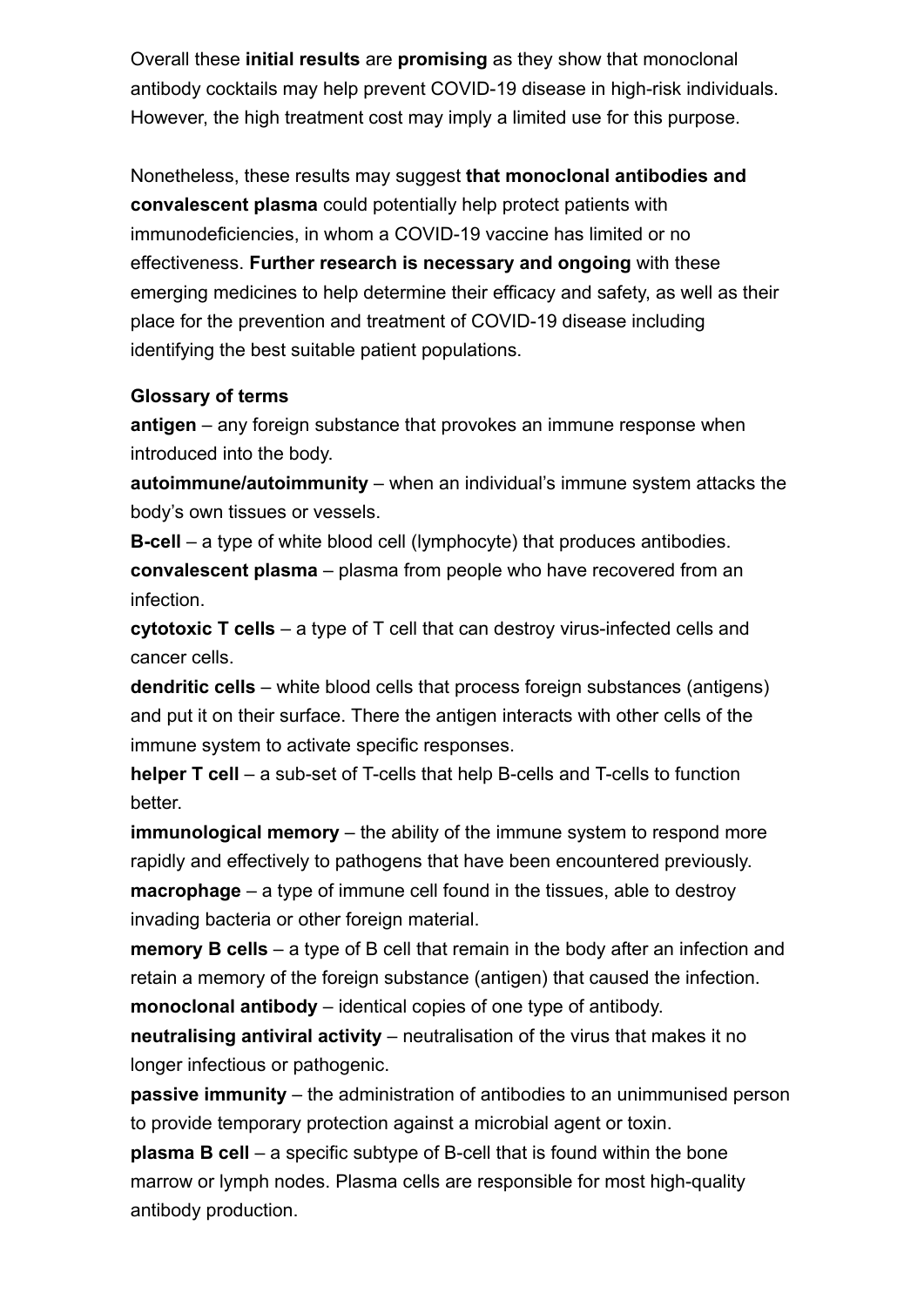Overall these **initial results** are **promising** as they show that monoclonal antibody cocktails may help prevent COVID-19 disease in high-risk individuals. However, the high treatment cost may imply a limited use for this purpose.

Nonetheless, these results may suggest **that monoclonal antibodies and convalescent plasma** could potentially help protect patients with immunodeficiencies, in whom a COVID-19 vaccine has limited or no effectiveness. **Further research is necessary and ongoing** with these emerging medicines to help determine their efficacy and safety, as well as their place for the prevention and treatment of COVID-19 disease including identifying the best suitable patient populations.

**Glossary of terms**

**antigen** – any foreign substance that provokes an immune response when introduced into the body.
**autoimmune/autoimmunity** – when an individual's immune system attacks the body's own tissues or vessels.
**B-cell** – a type of white blood cell (lymphocyte) that produces antibodies.
**convalescent plasma** – plasma from people who have recovered from an infection.
**cytotoxic T cells** – a type of T cell that can destroy virus-infected cells and cancer cells.
**dendritic cells** – white blood cells that process foreign substances (antigens) and put it on their surface. There the antigen interacts with other cells of the immune system to activate specific responses.
**helper T cell** – a sub-set of T-cells that help B-cells and T-cells to function better.
**immunological memory** – the ability of the immune system to respond more rapidly and effectively to pathogens that have been encountered previously.
**macrophage** – a type of immune cell found in the tissues, able to destroy invading bacteria or other foreign material.
**memory B cells** – a type of B cell that remain in the body after an infection and retain a memory of the foreign substance (antigen) that caused the infection.
**monoclonal antibody** – identical copies of one type of antibody.
**neutralising antiviral activity** – neutralisation of the virus that makes it no longer infectious or pathogenic.
**passive immunity** – the administration of antibodies to an unimmunised person to provide temporary protection against a microbial agent or toxin.
**plasma B cell** – a specific subtype of B-cell that is found within the bone marrow or lymph nodes. Plasma cells are responsible for most high-quality antibody production.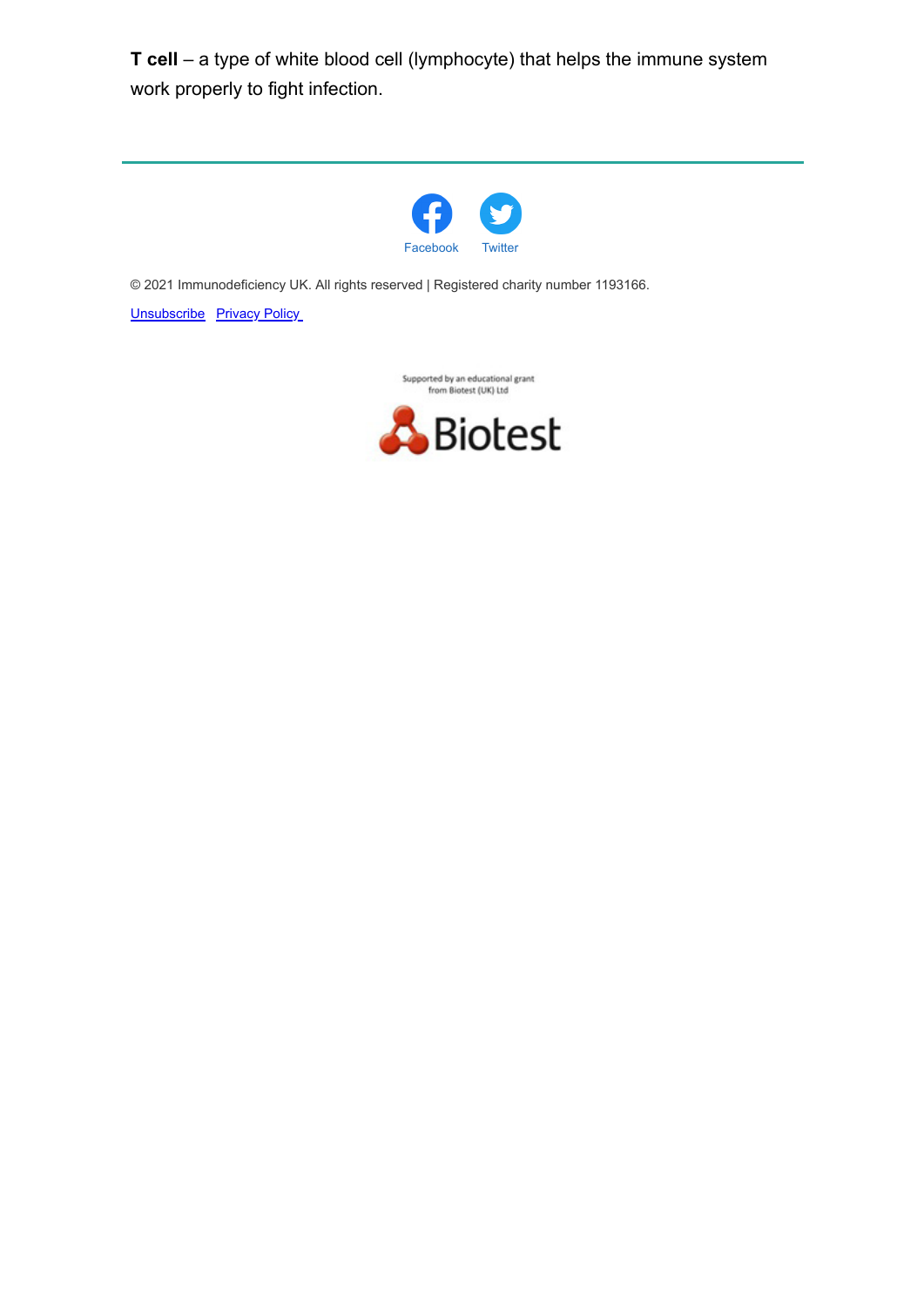**T cell** – a type of white blood cell (lymphocyte) that helps the immune system work properly to fight infection.

---

Facebook Twitter

© 2021 Immunodeficiency UK. All rights reserved | Registered charity number 1193166.

Unsubscribe Privacy Policy

Supported by an educational grant from Biotest (UK) Ltd

Biotest